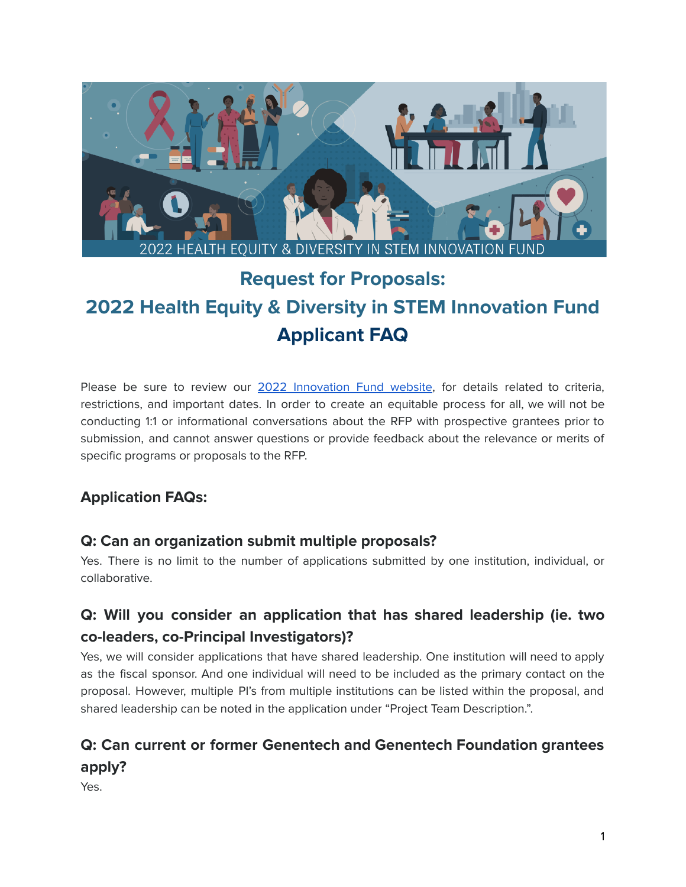# Request for Proposals:

# 2022 Health Equity & Diversity in STEM Innovation Fund

# Applicant FAQ

Please be sure to review our [2022 Innovation Fund website](), for details related to criteria, restrictions, and important dates. In order to create an equitable process for all, we will not be conducting 1:1 or informational conversations about the RFP with prospective grantees prior to submission, and cannot answer questions or provide feedback about the relevance or merits of specific programs or proposals to the RFP.

## Application FAQs:

### Q: Can an organization submit multiple proposals?

Yes. There is no limit to the number of applications submitted by one institution, individual, or collaborative.

### Q: Will you consider an application that has shared leadership (ie. two co-leaders, co-Principal Investigators)?

Yes, we will consider applications that have shared leadership. One institution will need to apply as the fiscal sponsor. And one individual will need to be included as the primary contact on the proposal. However, multiple PI's from multiple institutions can be listed within the proposal, and shared leadership can be noted in the application under "Project Team Description.".

### Q: Can current or former Genentech and Genentech Foundation grantees apply?

Yes.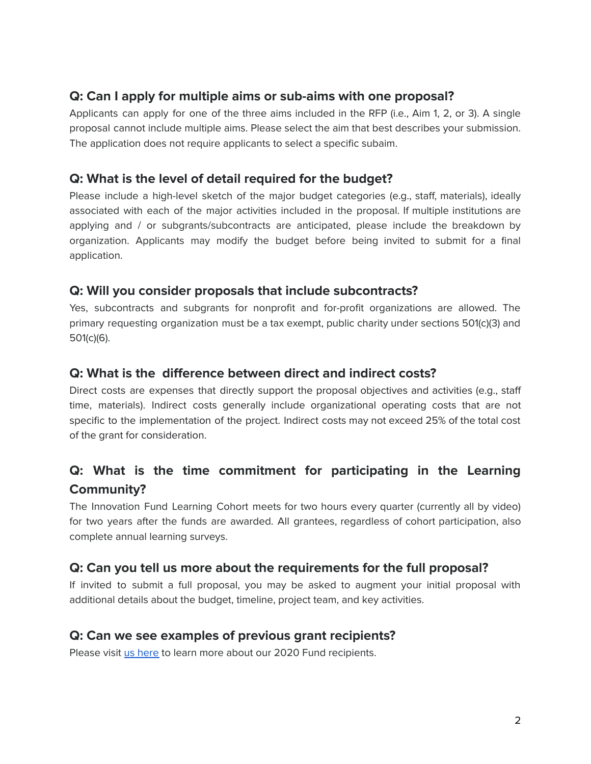### Q: Can I apply for multiple aims or sub-aims with one proposal?

Applicants can apply for one of the three aims included in the RFP (i.e., Aim 1, 2, or 3). A single proposal cannot include multiple aims. Please select the aim that best describes your submission. The application does not require applicants to select a specific subaim.

### Q: What is the level of detail required for the budget?

Please include a high-level sketch of the major budget categories (e.g., staff, materials), ideally associated with each of the major activities included in the proposal. If multiple institutions are applying and / or subgrants/subcontracts are anticipated, please include the breakdown by organization. Applicants may modify the budget before being invited to submit for a final application.

### Q: Will you consider proposals that include subcontracts?

Yes, subcontracts and subgrants for nonprofit and for-profit organizations are allowed. The primary requesting organization must be a tax exempt, public charity under sections 501(c)(3) and 501(c)(6).

### Q: What is the difference between direct and indirect costs?

Direct costs are expenses that directly support the proposal objectives and activities (e.g., staff time, materials). Indirect costs generally include organizational operating costs that are not specific to the implementation of the project. Indirect costs may not exceed 25% of the total cost of the grant for consideration.

### Q: What is the time commitment for participating in the Learning Community?

The Innovation Fund Learning Cohort meets for two hours every quarter (currently all by video) for two years after the funds are awarded. All grantees, regardless of cohort participation, also complete annual learning surveys.

### Q: Can you tell us more about the requirements for the full proposal?

If invited to submit a full proposal, you may be asked to augment your initial proposal with additional details about the budget, timeline, project team, and key activities.

### Q: Can we see examples of previous grant recipients?

Please visit [us here]() to learn more about our 2020 Fund recipients.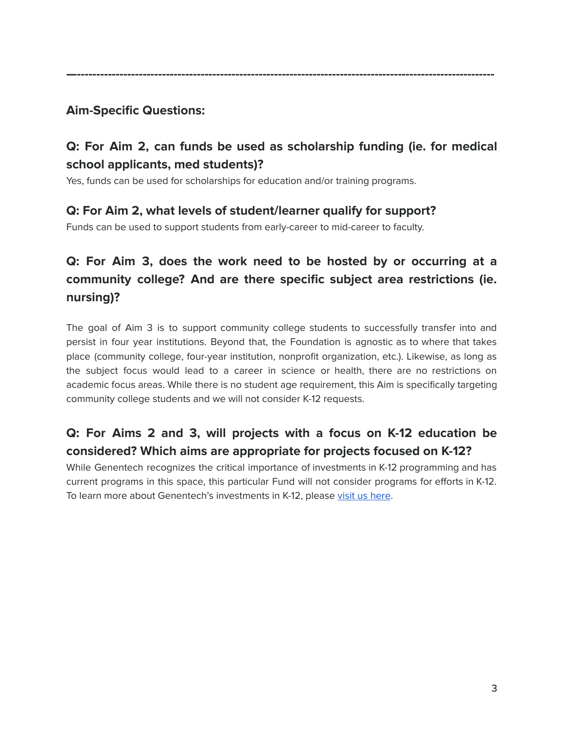---

**Aim-Specific Questions:**

### Q: For Aim 2, can funds be used as scholarship funding (ie. for medical school applicants, med students)?

Yes, funds can be used for scholarships for education and/or training programs.

### Q: For Aim 2, what levels of student/learner qualify for support?

Funds can be used to support students from early-career to mid-career to faculty.

### Q: For Aim 3, does the work need to be hosted by or occurring at a community college? And are there specific subject area restrictions (ie. nursing)?

The goal of Aim 3 is to support community college students to successfully transfer into and persist in four year institutions. Beyond that, the Foundation is agnostic as to where that takes place (community college, four-year institution, nonprofit organization, etc.). Likewise, as long as the subject focus would lead to a career in science or health, there are no restrictions on academic focus areas. While there is no student age requirement, this Aim is specifically targeting community college students and we will not consider K-12 requests.

### Q: For Aims 2 and 3, will projects with a focus on K-12 education be considered? Which aims are appropriate for projects focused on K-12?

While Genentech recognizes the critical importance of investments in K-12 programming and has current programs in this space, this particular Fund will not consider programs for efforts in K-12. To learn more about Genentech's investments in K-12, please visit us here.